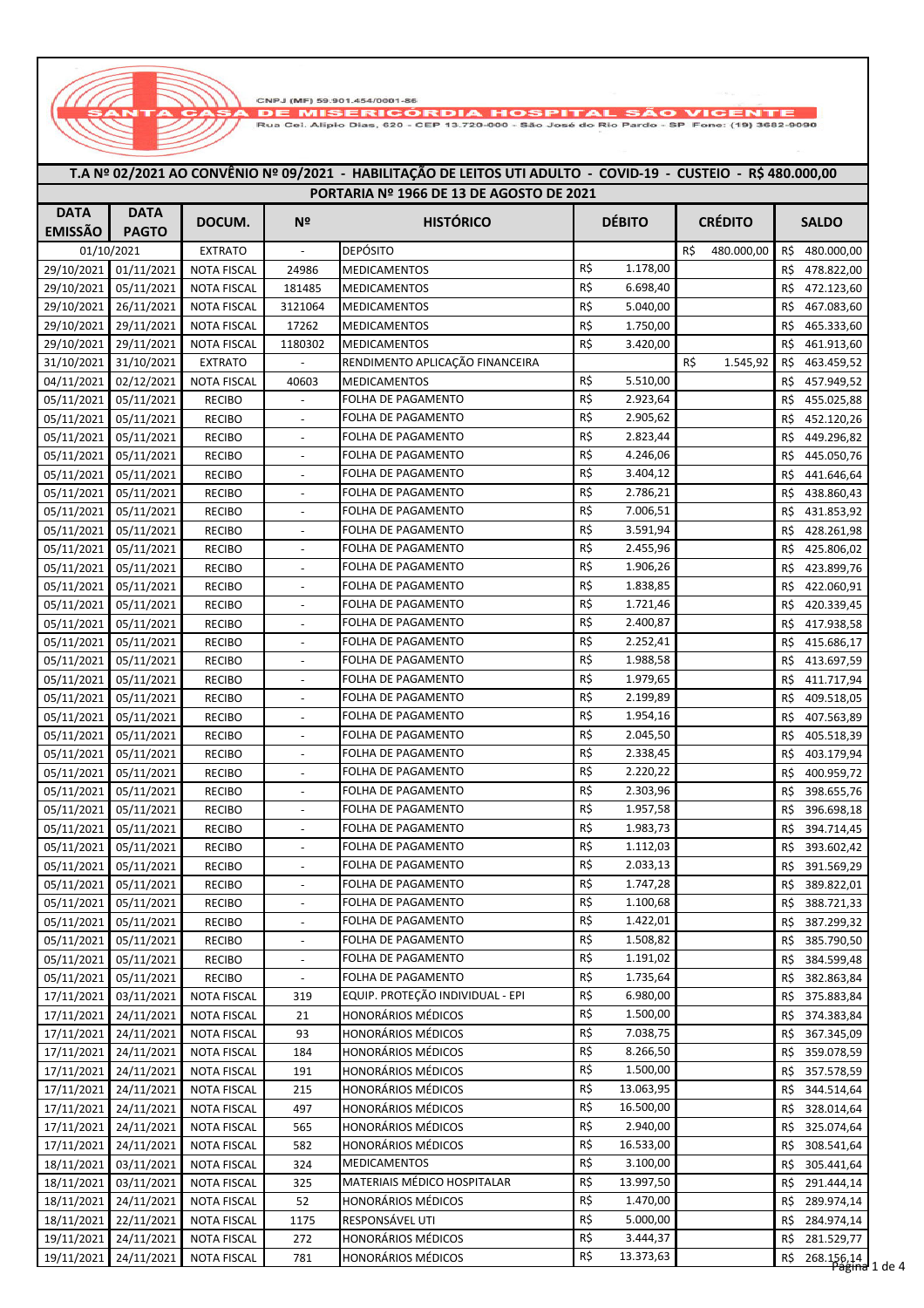CNPJ (MF) 59.901.454/0001-86

**SANTA CASA DE MISERICÓRDIA HOSPITAL SÃO VICENTE**

Rua Cel. Alípio Dias, 620 - CEP 13.720-000 - São José do Rio Pardo - SP Fone: (19) 3682-9090

## T.A Nº 02/2021 AO CONVÊNIO Nº 09/2021 - HABILITAÇÃO DE LEITOS UTI ADULTO - COVID-19 - CUSTEIO - R$ 480.000,00

### PORTARIA Nº 1966 DE 13 DE AGOSTO DE 2021

| DATA EMISSÃO | DATA PAGTO | DOCUM. | Nº | HISTÓRICO | DÉBITO | CRÉDITO | SALDO |
|---|---|---|---|---|---|---|---|
| 01/10/2021 | | EXTRATO | - | DEPÓSITO | | R$ 480.000,00 | R$ 480.000,00 |
| 29/10/2021 | 01/11/2021 | NOTA FISCAL | 24986 | MEDICAMENTOS | R$ 1.178,00 | | R$ 478.822,00 |
| 29/10/2021 | 05/11/2021 | NOTA FISCAL | 181485 | MEDICAMENTOS | R$ 6.698,40 | | R$ 472.123,60 |
| 29/10/2021 | 26/11/2021 | NOTA FISCAL | 3121064 | MEDICAMENTOS | R$ 5.040,00 | | R$ 467.083,60 |
| 29/10/2021 | 29/11/2021 | NOTA FISCAL | 17262 | MEDICAMENTOS | R$ 1.750,00 | | R$ 465.333,60 |
| 29/10/2021 | 29/11/2021 | NOTA FISCAL | 1180302 | MEDICAMENTOS | R$ 3.420,00 | | R$ 461.913,60 |
| 31/10/2021 | 31/10/2021 | EXTRATO | - | RENDIMENTO APLICAÇÃO FINANCEIRA | | R$ 1.545,92 | R$ 463.459,52 |
| 04/11/2021 | 02/12/2021 | NOTA FISCAL | 40603 | MEDICAMENTOS | R$ 5.510,00 | | R$ 457.949,52 |
| 05/11/2021 | 05/11/2021 | RECIBO | - | FOLHA DE PAGAMENTO | R$ 2.923,64 | | R$ 455.025,88 |
| 05/11/2021 | 05/11/2021 | RECIBO | - | FOLHA DE PAGAMENTO | R$ 2.905,62 | | R$ 452.120,26 |
| 05/11/2021 | 05/11/2021 | RECIBO | - | FOLHA DE PAGAMENTO | R$ 2.823,44 | | R$ 449.296,82 |
| 05/11/2021 | 05/11/2021 | RECIBO | - | FOLHA DE PAGAMENTO | R$ 4.246,06 | | R$ 445.050,76 |
| 05/11/2021 | 05/11/2021 | RECIBO | - | FOLHA DE PAGAMENTO | R$ 3.404,12 | | R$ 441.646,64 |
| 05/11/2021 | 05/11/2021 | RECIBO | - | FOLHA DE PAGAMENTO | R$ 2.786,21 | | R$ 438.860,43 |
| 05/11/2021 | 05/11/2021 | RECIBO | - | FOLHA DE PAGAMENTO | R$ 7.006,51 | | R$ 431.853,92 |
| 05/11/2021 | 05/11/2021 | RECIBO | - | FOLHA DE PAGAMENTO | R$ 3.591,94 | | R$ 428.261,98 |
| 05/11/2021 | 05/11/2021 | RECIBO | - | FOLHA DE PAGAMENTO | R$ 2.455,96 | | R$ 425.806,02 |
| 05/11/2021 | 05/11/2021 | RECIBO | - | FOLHA DE PAGAMENTO | R$ 1.906,26 | | R$ 423.899,76 |
| 05/11/2021 | 05/11/2021 | RECIBO | - | FOLHA DE PAGAMENTO | R$ 1.838,85 | | R$ 422.060,91 |
| 05/11/2021 | 05/11/2021 | RECIBO | - | FOLHA DE PAGAMENTO | R$ 1.721,46 | | R$ 420.339,45 |
| 05/11/2021 | 05/11/2021 | RECIBO | - | FOLHA DE PAGAMENTO | R$ 2.400,87 | | R$ 417.938,58 |
| 05/11/2021 | 05/11/2021 | RECIBO | - | FOLHA DE PAGAMENTO | R$ 2.252,41 | | R$ 415.686,17 |
| 05/11/2021 | 05/11/2021 | RECIBO | - | FOLHA DE PAGAMENTO | R$ 1.988,58 | | R$ 413.697,59 |
| 05/11/2021 | 05/11/2021 | RECIBO | - | FOLHA DE PAGAMENTO | R$ 1.979,65 | | R$ 411.717,94 |
| 05/11/2021 | 05/11/2021 | RECIBO | - | FOLHA DE PAGAMENTO | R$ 2.199,89 | | R$ 409.518,05 |
| 05/11/2021 | 05/11/2021 | RECIBO | - | FOLHA DE PAGAMENTO | R$ 1.954,16 | | R$ 407.563,89 |
| 05/11/2021 | 05/11/2021 | RECIBO | - | FOLHA DE PAGAMENTO | R$ 2.045,50 | | R$ 405.518,39 |
| 05/11/2021 | 05/11/2021 | RECIBO | - | FOLHA DE PAGAMENTO | R$ 2.338,45 | | R$ 403.179,94 |
| 05/11/2021 | 05/11/2021 | RECIBO | - | FOLHA DE PAGAMENTO | R$ 2.220,22 | | R$ 400.959,72 |
| 05/11/2021 | 05/11/2021 | RECIBO | - | FOLHA DE PAGAMENTO | R$ 2.303,96 | | R$ 398.655,76 |
| 05/11/2021 | 05/11/2021 | RECIBO | - | FOLHA DE PAGAMENTO | R$ 1.957,58 | | R$ 396.698,18 |
| 05/11/2021 | 05/11/2021 | RECIBO | - | FOLHA DE PAGAMENTO | R$ 1.983,73 | | R$ 394.714,45 |
| 05/11/2021 | 05/11/2021 | RECIBO | - | FOLHA DE PAGAMENTO | R$ 1.112,03 | | R$ 393.602,42 |
| 05/11/2021 | 05/11/2021 | RECIBO | - | FOLHA DE PAGAMENTO | R$ 2.033,13 | | R$ 391.569,29 |
| 05/11/2021 | 05/11/2021 | RECIBO | - | FOLHA DE PAGAMENTO | R$ 1.747,28 | | R$ 389.822,01 |
| 05/11/2021 | 05/11/2021 | RECIBO | - | FOLHA DE PAGAMENTO | R$ 1.100,68 | | R$ 388.721,33 |
| 05/11/2021 | 05/11/2021 | RECIBO | - | FOLHA DE PAGAMENTO | R$ 1.422,01 | | R$ 387.299,32 |
| 05/11/2021 | 05/11/2021 | RECIBO | - | FOLHA DE PAGAMENTO | R$ 1.508,82 | | R$ 385.790,50 |
| 05/11/2021 | 05/11/2021 | RECIBO | - | FOLHA DE PAGAMENTO | R$ 1.191,02 | | R$ 384.599,48 |
| 05/11/2021 | 05/11/2021 | RECIBO | - | FOLHA DE PAGAMENTO | R$ 1.735,64 | | R$ 382.863,84 |
| 17/11/2021 | 03/11/2021 | NOTA FISCAL | 319 | EQUIP. PROTEÇÃO INDIVIDUAL - EPI | R$ 6.980,00 | | R$ 375.883,84 |
| 17/11/2021 | 24/11/2021 | NOTA FISCAL | 21 | HONORÁRIOS MÉDICOS | R$ 1.500,00 | | R$ 374.383,84 |
| 17/11/2021 | 24/11/2021 | NOTA FISCAL | 93 | HONORÁRIOS MÉDICOS | R$ 7.038,75 | | R$ 367.345,09 |
| 17/11/2021 | 24/11/2021 | NOTA FISCAL | 184 | HONORÁRIOS MÉDICOS | R$ 8.266,50 | | R$ 359.078,59 |
| 17/11/2021 | 24/11/2021 | NOTA FISCAL | 191 | HONORÁRIOS MÉDICOS | R$ 1.500,00 | | R$ 357.578,59 |
| 17/11/2021 | 24/11/2021 | NOTA FISCAL | 215 | HONORÁRIOS MÉDICOS | R$ 13.063,95 | | R$ 344.514,64 |
| 17/11/2021 | 24/11/2021 | NOTA FISCAL | 497 | HONORÁRIOS MÉDICOS | R$ 16.500,00 | | R$ 328.014,64 |
| 17/11/2021 | 24/11/2021 | NOTA FISCAL | 565 | HONORÁRIOS MÉDICOS | R$ 2.940,00 | | R$ 325.074,64 |
| 17/11/2021 | 24/11/2021 | NOTA FISCAL | 582 | HONORÁRIOS MÉDICOS | R$ 16.533,00 | | R$ 308.541,64 |
| 18/11/2021 | 03/11/2021 | NOTA FISCAL | 324 | MEDICAMENTOS | R$ 3.100,00 | | R$ 305.441,64 |
| 18/11/2021 | 03/11/2021 | NOTA FISCAL | 325 | MATERIAIS MÉDICO HOSPITALAR | R$ 13.997,50 | | R$ 291.444,14 |
| 18/11/2021 | 24/11/2021 | NOTA FISCAL | 52 | HONORÁRIOS MÉDICOS | R$ 1.470,00 | | R$ 289.974,14 |
| 18/11/2021 | 22/11/2021 | NOTA FISCAL | 1175 | RESPONSÁVEL UTI | R$ 5.000,00 | | R$ 284.974,14 |
| 19/11/2021 | 24/11/2021 | NOTA FISCAL | 272 | HONORÁRIOS MÉDICOS | R$ 3.444,37 | | R$ 281.529,77 |
| 19/11/2021 | 24/11/2021 | NOTA FISCAL | 781 | HONORÁRIOS MÉDICOS | R$ 13.373,63 | | R$ 268.156,14 |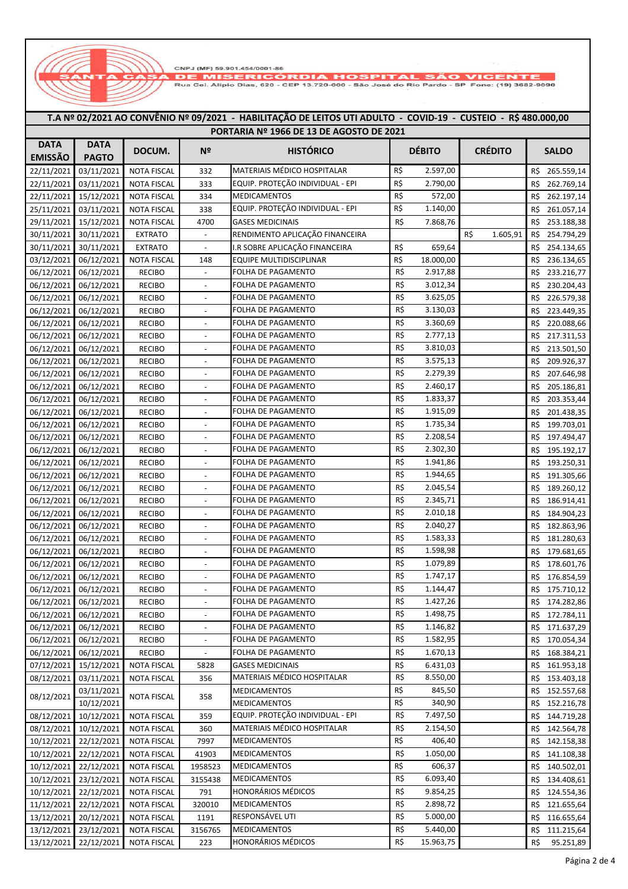CNPJ (MF) 59.901.454/0001-86

**SANTA CASA DE MISERICÓRDIA HOSPITAL SÃO VICENTE**

Rua Cel. Alípio Dias, 620 - CEP 13.720-000 - São José do Rio Pardo - SP Fone: (19) 3682-9090

## T.A Nº 02/2021 AO CONVÊNIO Nº 09/2021 - HABILITAÇÃO DE LEITOS UTI ADULTO - COVID-19 - CUSTEIO - R$ 480.000,00

### PORTARIA Nº 1966 DE 13 DE AGOSTO DE 2021

| DATA EMISSÃO | DATA PAGTO | DOCUM. | Nº | HISTÓRICO | DÉBITO | CRÉDITO | SALDO |
|---|---|---|---|---|---|---|---|
| 22/11/2021 | 03/11/2021 | NOTA FISCAL | 332 | MATERIAIS MÉDICO HOSPITALAR | R$ 2.597,00 | | R$ 265.559,14 |
| 22/11/2021 | 03/11/2021 | NOTA FISCAL | 333 | EQUIP. PROTEÇÃO INDIVIDUAL - EPI | R$ 2.790,00 | | R$ 262.769,14 |
| 22/11/2021 | 15/12/2021 | NOTA FISCAL | 334 | MEDICAMENTOS | R$ 572,00 | | R$ 262.197,14 |
| 25/11/2021 | 03/11/2021 | NOTA FISCAL | 338 | EQUIP. PROTEÇÃO INDIVIDUAL - EPI | R$ 1.140,00 | | R$ 261.057,14 |
| 29/11/2021 | 15/12/2021 | NOTA FISCAL | 4700 | GASES MEDICINAIS | R$ 7.868,76 | | R$ 253.188,38 |
| 30/11/2021 | 30/11/2021 | EXTRATO | - | RENDIMENTO APLICAÇÃO FINANCEIRA | | R$ 1.605,91 | R$ 254.794,29 |
| 30/11/2021 | 30/11/2021 | EXTRATO | - | I.R SOBRE APLICAÇÃO FINANCEIRA | R$ 659,64 | | R$ 254.134,65 |
| 03/12/2021 | 06/12/2021 | NOTA FISCAL | 148 | EQUIPE MULTIDISCIPLINAR | R$ 18.000,00 | | R$ 236.134,65 |
| 06/12/2021 | 06/12/2021 | RECIBO | - | FOLHA DE PAGAMENTO | R$ 2.917,88 | | R$ 233.216,77 |
| 06/12/2021 | 06/12/2021 | RECIBO | - | FOLHA DE PAGAMENTO | R$ 3.012,34 | | R$ 230.204,43 |
| 06/12/2021 | 06/12/2021 | RECIBO | - | FOLHA DE PAGAMENTO | R$ 3.625,05 | | R$ 226.579,38 |
| 06/12/2021 | 06/12/2021 | RECIBO | - | FOLHA DE PAGAMENTO | R$ 3.130,03 | | R$ 223.449,35 |
| 06/12/2021 | 06/12/2021 | RECIBO | - | FOLHA DE PAGAMENTO | R$ 3.360,69 | | R$ 220.088,66 |
| 06/12/2021 | 06/12/2021 | RECIBO | - | FOLHA DE PAGAMENTO | R$ 2.777,13 | | R$ 217.311,53 |
| 06/12/2021 | 06/12/2021 | RECIBO | - | FOLHA DE PAGAMENTO | R$ 3.810,03 | | R$ 213.501,50 |
| 06/12/2021 | 06/12/2021 | RECIBO | - | FOLHA DE PAGAMENTO | R$ 3.575,13 | | R$ 209.926,37 |
| 06/12/2021 | 06/12/2021 | RECIBO | - | FOLHA DE PAGAMENTO | R$ 2.279,39 | | R$ 207.646,98 |
| 06/12/2021 | 06/12/2021 | RECIBO | - | FOLHA DE PAGAMENTO | R$ 2.460,17 | | R$ 205.186,81 |
| 06/12/2021 | 06/12/2021 | RECIBO | - | FOLHA DE PAGAMENTO | R$ 1.833,37 | | R$ 203.353,44 |
| 06/12/2021 | 06/12/2021 | RECIBO | - | FOLHA DE PAGAMENTO | R$ 1.915,09 | | R$ 201.438,35 |
| 06/12/2021 | 06/12/2021 | RECIBO | - | FOLHA DE PAGAMENTO | R$ 1.735,34 | | R$ 199.703,01 |
| 06/12/2021 | 06/12/2021 | RECIBO | - | FOLHA DE PAGAMENTO | R$ 2.208,54 | | R$ 197.494,47 |
| 06/12/2021 | 06/12/2021 | RECIBO | - | FOLHA DE PAGAMENTO | R$ 2.302,30 | | R$ 195.192,17 |
| 06/12/2021 | 06/12/2021 | RECIBO | - | FOLHA DE PAGAMENTO | R$ 1.941,86 | | R$ 193.250,31 |
| 06/12/2021 | 06/12/2021 | RECIBO | - | FOLHA DE PAGAMENTO | R$ 1.944,65 | | R$ 191.305,66 |
| 06/12/2021 | 06/12/2021 | RECIBO | - | FOLHA DE PAGAMENTO | R$ 2.045,54 | | R$ 189.260,12 |
| 06/12/2021 | 06/12/2021 | RECIBO | - | FOLHA DE PAGAMENTO | R$ 2.345,71 | | R$ 186.914,41 |
| 06/12/2021 | 06/12/2021 | RECIBO | - | FOLHA DE PAGAMENTO | R$ 2.010,18 | | R$ 184.904,23 |
| 06/12/2021 | 06/12/2021 | RECIBO | - | FOLHA DE PAGAMENTO | R$ 2.040,27 | | R$ 182.863,96 |
| 06/12/2021 | 06/12/2021 | RECIBO | - | FOLHA DE PAGAMENTO | R$ 1.583,33 | | R$ 181.280,63 |
| 06/12/2021 | 06/12/2021 | RECIBO | - | FOLHA DE PAGAMENTO | R$ 1.598,98 | | R$ 179.681,65 |
| 06/12/2021 | 06/12/2021 | RECIBO | - | FOLHA DE PAGAMENTO | R$ 1.079,89 | | R$ 178.601,76 |
| 06/12/2021 | 06/12/2021 | RECIBO | - | FOLHA DE PAGAMENTO | R$ 1.747,17 | | R$ 176.854,59 |
| 06/12/2021 | 06/12/2021 | RECIBO | - | FOLHA DE PAGAMENTO | R$ 1.144,47 | | R$ 175.710,12 |
| 06/12/2021 | 06/12/2021 | RECIBO | - | FOLHA DE PAGAMENTO | R$ 1.427,26 | | R$ 174.282,86 |
| 06/12/2021 | 06/12/2021 | RECIBO | - | FOLHA DE PAGAMENTO | R$ 1.498,75 | | R$ 172.784,11 |
| 06/12/2021 | 06/12/2021 | RECIBO | - | FOLHA DE PAGAMENTO | R$ 1.146,82 | | R$ 171.637,29 |
| 06/12/2021 | 06/12/2021 | RECIBO | - | FOLHA DE PAGAMENTO | R$ 1.582,95 | | R$ 170.054,34 |
| 06/12/2021 | 06/12/2021 | RECIBO | - | FOLHA DE PAGAMENTO | R$ 1.670,13 | | R$ 168.384,21 |
| 07/12/2021 | 15/12/2021 | NOTA FISCAL | 5828 | GASES MEDICINAIS | R$ 6.431,03 | | R$ 161.953,18 |
| 08/12/2021 | 03/11/2021 | NOTA FISCAL | 356 | MATERIAIS MÉDICO HOSPITALAR | R$ 8.550,00 | | R$ 153.403,18 |
| 08/12/2021 | 03/11/2021 | NOTA FISCAL | 358 | MEDICAMENTOS | R$ 845,50 | | R$ 152.557,68 |
| | 10/12/2021 | | | MEDICAMENTOS | R$ 340,90 | | R$ 152.216,78 |
| 08/12/2021 | 10/12/2021 | NOTA FISCAL | 359 | EQUIP. PROTEÇÃO INDIVIDUAL - EPI | R$ 7.497,50 | | R$ 144.719,28 |
| 08/12/2021 | 10/12/2021 | NOTA FISCAL | 360 | MATERIAIS MÉDICO HOSPITALAR | R$ 2.154,50 | | R$ 142.564,78 |
| 10/12/2021 | 22/12/2021 | NOTA FISCAL | 7997 | MEDICAMENTOS | R$ 406,40 | | R$ 142.158,38 |
| 10/12/2021 | 22/12/2021 | NOTA FISCAL | 41903 | MEDICAMENTOS | R$ 1.050,00 | | R$ 141.108,38 |
| 10/12/2021 | 22/12/2021 | NOTA FISCAL | 1958523 | MEDICAMENTOS | R$ 606,37 | | R$ 140.502,01 |
| 10/12/2021 | 23/12/2021 | NOTA FISCAL | 3155438 | MEDICAMENTOS | R$ 6.093,40 | | R$ 134.408,61 |
| 10/12/2021 | 22/12/2021 | NOTA FISCAL | 791 | HONORÁRIOS MÉDICOS | R$ 9.854,25 | | R$ 124.554,36 |
| 11/12/2021 | 22/12/2021 | NOTA FISCAL | 320010 | MEDICAMENTOS | R$ 2.898,72 | | R$ 121.655,64 |
| 13/12/2021 | 20/12/2021 | NOTA FISCAL | 1191 | RESPONSÁVEL UTI | R$ 5.000,00 | | R$ 116.655,64 |
| 13/12/2021 | 23/12/2021 | NOTA FISCAL | 3156765 | MEDICAMENTOS | R$ 5.440,00 | | R$ 111.215,64 |
| 13/12/2021 | 22/12/2021 | NOTA FISCAL | 223 | HONORÁRIOS MÉDICOS | R$ 15.963,75 | | R$ 95.251,89 |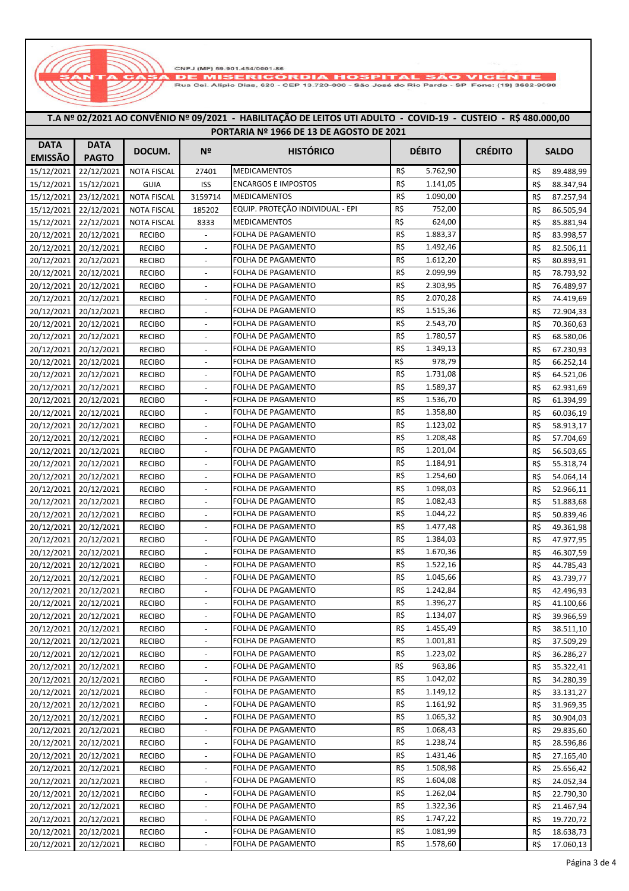CNPJ (MF) 59.901.454/0001-86

**SANTA CASA DE MISERICÓRDIA HOSPITAL SÃO VICENTE**

Rua Cel. Alípio Dias, 620 - CEP 13.720-000 - São José do Rio Pardo - SP Fone: (19) 3682-9090

## T.A Nº 02/2021 AO CONVÊNIO Nº 09/2021 - HABILITAÇÃO DE LEITOS UTI ADULTO - COVID-19 - CUSTEIO - R$ 480.000,00

### PORTARIA Nº 1966 DE 13 DE AGOSTO DE 2021

| DATA EMISSÃO | DATA PAGTO | DOCUM. | Nº | HISTÓRICO | DÉBITO | CRÉDITO | SALDO |
|---|---|---|---|---|---|---|---|
| 15/12/2021 | 22/12/2021 | NOTA FISCAL | 27401 | MEDICAMENTOS | R$ 5.762,90 | | R$ 89.488,99 |
| 15/12/2021 | 15/12/2021 | GUIA | ISS | ENCARGOS E IMPOSTOS | R$ 1.141,05 | | R$ 88.347,94 |
| 15/12/2021 | 23/12/2021 | NOTA FISCAL | 3159714 | MEDICAMENTOS | R$ 1.090,00 | | R$ 87.257,94 |
| 15/12/2021 | 22/12/2021 | NOTA FISCAL | 185202 | EQUIP. PROTEÇÃO INDIVIDUAL - EPI | R$ 752,00 | | R$ 86.505,94 |
| 15/12/2021 | 22/12/2021 | NOTA FISCAL | 8333 | MEDICAMENTOS | R$ 624,00 | | R$ 85.881,94 |
| 20/12/2021 | 20/12/2021 | RECIBO | - | FOLHA DE PAGAMENTO | R$ 1.883,37 | | R$ 83.998,57 |
| 20/12/2021 | 20/12/2021 | RECIBO | - | FOLHA DE PAGAMENTO | R$ 1.492,46 | | R$ 82.506,11 |
| 20/12/2021 | 20/12/2021 | RECIBO | - | FOLHA DE PAGAMENTO | R$ 1.612,20 | | R$ 80.893,91 |
| 20/12/2021 | 20/12/2021 | RECIBO | - | FOLHA DE PAGAMENTO | R$ 2.099,99 | | R$ 78.793,92 |
| 20/12/2021 | 20/12/2021 | RECIBO | - | FOLHA DE PAGAMENTO | R$ 2.303,95 | | R$ 76.489,97 |
| 20/12/2021 | 20/12/2021 | RECIBO | - | FOLHA DE PAGAMENTO | R$ 2.070,28 | | R$ 74.419,69 |
| 20/12/2021 | 20/12/2021 | RECIBO | - | FOLHA DE PAGAMENTO | R$ 1.515,36 | | R$ 72.904,33 |
| 20/12/2021 | 20/12/2021 | RECIBO | - | FOLHA DE PAGAMENTO | R$ 2.543,70 | | R$ 70.360,63 |
| 20/12/2021 | 20/12/2021 | RECIBO | - | FOLHA DE PAGAMENTO | R$ 1.780,57 | | R$ 68.580,06 |
| 20/12/2021 | 20/12/2021 | RECIBO | - | FOLHA DE PAGAMENTO | R$ 1.349,13 | | R$ 67.230,93 |
| 20/12/2021 | 20/12/2021 | RECIBO | - | FOLHA DE PAGAMENTO | R$ 978,79 | | R$ 66.252,14 |
| 20/12/2021 | 20/12/2021 | RECIBO | - | FOLHA DE PAGAMENTO | R$ 1.731,08 | | R$ 64.521,06 |
| 20/12/2021 | 20/12/2021 | RECIBO | - | FOLHA DE PAGAMENTO | R$ 1.589,37 | | R$ 62.931,69 |
| 20/12/2021 | 20/12/2021 | RECIBO | - | FOLHA DE PAGAMENTO | R$ 1.536,70 | | R$ 61.394,99 |
| 20/12/2021 | 20/12/2021 | RECIBO | - | FOLHA DE PAGAMENTO | R$ 1.358,80 | | R$ 60.036,19 |
| 20/12/2021 | 20/12/2021 | RECIBO | - | FOLHA DE PAGAMENTO | R$ 1.123,02 | | R$ 58.913,17 |
| 20/12/2021 | 20/12/2021 | RECIBO | - | FOLHA DE PAGAMENTO | R$ 1.208,48 | | R$ 57.704,69 |
| 20/12/2021 | 20/12/2021 | RECIBO | - | FOLHA DE PAGAMENTO | R$ 1.201,04 | | R$ 56.503,65 |
| 20/12/2021 | 20/12/2021 | RECIBO | - | FOLHA DE PAGAMENTO | R$ 1.184,91 | | R$ 55.318,74 |
| 20/12/2021 | 20/12/2021 | RECIBO | - | FOLHA DE PAGAMENTO | R$ 1.254,60 | | R$ 54.064,14 |
| 20/12/2021 | 20/12/2021 | RECIBO | - | FOLHA DE PAGAMENTO | R$ 1.098,03 | | R$ 52.966,11 |
| 20/12/2021 | 20/12/2021 | RECIBO | - | FOLHA DE PAGAMENTO | R$ 1.082,43 | | R$ 51.883,68 |
| 20/12/2021 | 20/12/2021 | RECIBO | - | FOLHA DE PAGAMENTO | R$ 1.044,22 | | R$ 50.839,46 |
| 20/12/2021 | 20/12/2021 | RECIBO | - | FOLHA DE PAGAMENTO | R$ 1.477,48 | | R$ 49.361,98 |
| 20/12/2021 | 20/12/2021 | RECIBO | - | FOLHA DE PAGAMENTO | R$ 1.384,03 | | R$ 47.977,95 |
| 20/12/2021 | 20/12/2021 | RECIBO | - | FOLHA DE PAGAMENTO | R$ 1.670,36 | | R$ 46.307,59 |
| 20/12/2021 | 20/12/2021 | RECIBO | - | FOLHA DE PAGAMENTO | R$ 1.522,16 | | R$ 44.785,43 |
| 20/12/2021 | 20/12/2021 | RECIBO | - | FOLHA DE PAGAMENTO | R$ 1.045,66 | | R$ 43.739,77 |
| 20/12/2021 | 20/12/2021 | RECIBO | - | FOLHA DE PAGAMENTO | R$ 1.242,84 | | R$ 42.496,93 |
| 20/12/2021 | 20/12/2021 | RECIBO | - | FOLHA DE PAGAMENTO | R$ 1.396,27 | | R$ 41.100,66 |
| 20/12/2021 | 20/12/2021 | RECIBO | - | FOLHA DE PAGAMENTO | R$ 1.134,07 | | R$ 39.966,59 |
| 20/12/2021 | 20/12/2021 | RECIBO | - | FOLHA DE PAGAMENTO | R$ 1.455,49 | | R$ 38.511,10 |
| 20/12/2021 | 20/12/2021 | RECIBO | - | FOLHA DE PAGAMENTO | R$ 1.001,81 | | R$ 37.509,29 |
| 20/12/2021 | 20/12/2021 | RECIBO | - | FOLHA DE PAGAMENTO | R$ 1.223,02 | | R$ 36.286,27 |
| 20/12/2021 | 20/12/2021 | RECIBO | - | FOLHA DE PAGAMENTO | R$ 963,86 | | R$ 35.322,41 |
| 20/12/2021 | 20/12/2021 | RECIBO | - | FOLHA DE PAGAMENTO | R$ 1.042,02 | | R$ 34.280,39 |
| 20/12/2021 | 20/12/2021 | RECIBO | - | FOLHA DE PAGAMENTO | R$ 1.149,12 | | R$ 33.131,27 |
| 20/12/2021 | 20/12/2021 | RECIBO | - | FOLHA DE PAGAMENTO | R$ 1.161,92 | | R$ 31.969,35 |
| 20/12/2021 | 20/12/2021 | RECIBO | - | FOLHA DE PAGAMENTO | R$ 1.065,32 | | R$ 30.904,03 |
| 20/12/2021 | 20/12/2021 | RECIBO | - | FOLHA DE PAGAMENTO | R$ 1.068,43 | | R$ 29.835,60 |
| 20/12/2021 | 20/12/2021 | RECIBO | - | FOLHA DE PAGAMENTO | R$ 1.238,74 | | R$ 28.596,86 |
| 20/12/2021 | 20/12/2021 | RECIBO | - | FOLHA DE PAGAMENTO | R$ 1.431,46 | | R$ 27.165,40 |
| 20/12/2021 | 20/12/2021 | RECIBO | - | FOLHA DE PAGAMENTO | R$ 1.508,98 | | R$ 25.656,42 |
| 20/12/2021 | 20/12/2021 | RECIBO | - | FOLHA DE PAGAMENTO | R$ 1.604,08 | | R$ 24.052,34 |
| 20/12/2021 | 20/12/2021 | RECIBO | - | FOLHA DE PAGAMENTO | R$ 1.262,04 | | R$ 22.790,30 |
| 20/12/2021 | 20/12/2021 | RECIBO | - | FOLHA DE PAGAMENTO | R$ 1.322,36 | | R$ 21.467,94 |
| 20/12/2021 | 20/12/2021 | RECIBO | - | FOLHA DE PAGAMENTO | R$ 1.747,22 | | R$ 19.720,72 |
| 20/12/2021 | 20/12/2021 | RECIBO | - | FOLHA DE PAGAMENTO | R$ 1.081,99 | | R$ 18.638,73 |
| 20/12/2021 | 20/12/2021 | RECIBO | - | FOLHA DE PAGAMENTO | R$ 1.578,60 | | R$ 17.060,13 |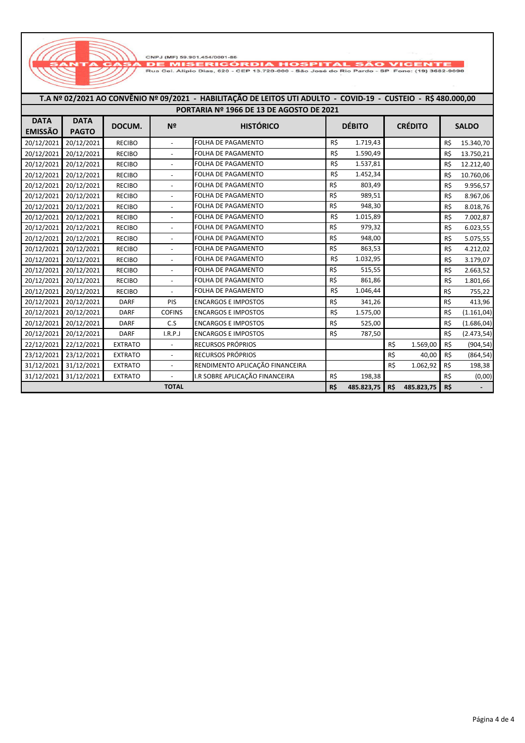CNPJ (MF) 59.901.454/0001-86

**SANTA CASA DE MISERICÓRDIA HOSPITAL SÃO VICENTE**

Rua Cel. Alípio Dias, 620 - CEP 13.720-000 - São José do Rio Pardo - SP Fone: (19) 3682-9090

## T.A Nº 02/2021 AO CONVÊNIO Nº 09/2021 - HABILITAÇÃO DE LEITOS UTI ADULTO - COVID-19 - CUSTEIO - R$ 480.000,00

### PORTARIA Nº 1966 DE 13 DE AGOSTO DE 2021

| DATA EMISSÃO | DATA PAGTO | DOCUM. | Nº | HISTÓRICO | DÉBITO | CRÉDITO | SALDO |
|---|---|---|---|---|---|---|---|
| 20/12/2021 | 20/12/2021 | RECIBO | - | FOLHA DE PAGAMENTO | R$ 1.719,43 | | R$ 15.340,70 |
| 20/12/2021 | 20/12/2021 | RECIBO | - | FOLHA DE PAGAMENTO | R$ 1.590,49 | | R$ 13.750,21 |
| 20/12/2021 | 20/12/2021 | RECIBO | - | FOLHA DE PAGAMENTO | R$ 1.537,81 | | R$ 12.212,40 |
| 20/12/2021 | 20/12/2021 | RECIBO | - | FOLHA DE PAGAMENTO | R$ 1.452,34 | | R$ 10.760,06 |
| 20/12/2021 | 20/12/2021 | RECIBO | - | FOLHA DE PAGAMENTO | R$ 803,49 | | R$ 9.956,57 |
| 20/12/2021 | 20/12/2021 | RECIBO | - | FOLHA DE PAGAMENTO | R$ 989,51 | | R$ 8.967,06 |
| 20/12/2021 | 20/12/2021 | RECIBO | - | FOLHA DE PAGAMENTO | R$ 948,30 | | R$ 8.018,76 |
| 20/12/2021 | 20/12/2021 | RECIBO | - | FOLHA DE PAGAMENTO | R$ 1.015,89 | | R$ 7.002,87 |
| 20/12/2021 | 20/12/2021 | RECIBO | - | FOLHA DE PAGAMENTO | R$ 979,32 | | R$ 6.023,55 |
| 20/12/2021 | 20/12/2021 | RECIBO | - | FOLHA DE PAGAMENTO | R$ 948,00 | | R$ 5.075,55 |
| 20/12/2021 | 20/12/2021 | RECIBO | - | FOLHA DE PAGAMENTO | R$ 863,53 | | R$ 4.212,02 |
| 20/12/2021 | 20/12/2021 | RECIBO | - | FOLHA DE PAGAMENTO | R$ 1.032,95 | | R$ 3.179,07 |
| 20/12/2021 | 20/12/2021 | RECIBO | - | FOLHA DE PAGAMENTO | R$ 515,55 | | R$ 2.663,52 |
| 20/12/2021 | 20/12/2021 | RECIBO | - | FOLHA DE PAGAMENTO | R$ 861,86 | | R$ 1.801,66 |
| 20/12/2021 | 20/12/2021 | RECIBO | - | FOLHA DE PAGAMENTO | R$ 1.046,44 | | R$ 755,22 |
| 20/12/2021 | 20/12/2021 | DARF | PIS | ENCARGOS E IMPOSTOS | R$ 341,26 | | R$ 413,96 |
| 20/12/2021 | 20/12/2021 | DARF | COFINS | ENCARGOS E IMPOSTOS | R$ 1.575,00 | | R$ (1.161,04) |
| 20/12/2021 | 20/12/2021 | DARF | C.S | ENCARGOS E IMPOSTOS | R$ 525,00 | | R$ (1.686,04) |
| 20/12/2021 | 20/12/2021 | DARF | I.R.P.J | ENCARGOS E IMPOSTOS | R$ 787,50 | | R$ (2.473,54) |
| 22/12/2021 | 22/12/2021 | EXTRATO | - | RECURSOS PRÓPRIOS | | R$ 1.569,00 | R$ (904,54) |
| 23/12/2021 | 23/12/2021 | EXTRATO | - | RECURSOS PRÓPRIOS | | R$ 40,00 | R$ (864,54) |
| 31/12/2021 | 31/12/2021 | EXTRATO | - | RENDIMENTO APLICAÇÃO FINANCEIRA | | R$ 1.062,92 | R$ 198,38 |
| 31/12/2021 | 31/12/2021 | EXTRATO | - | I.R SOBRE APLICAÇÃO FINANCEIRA | R$ 198,38 | | R$ (0,00) |
| | | | **TOTAL** | | **R$ 485.823,75** | **R$ 485.823,75** | **R$ -** |